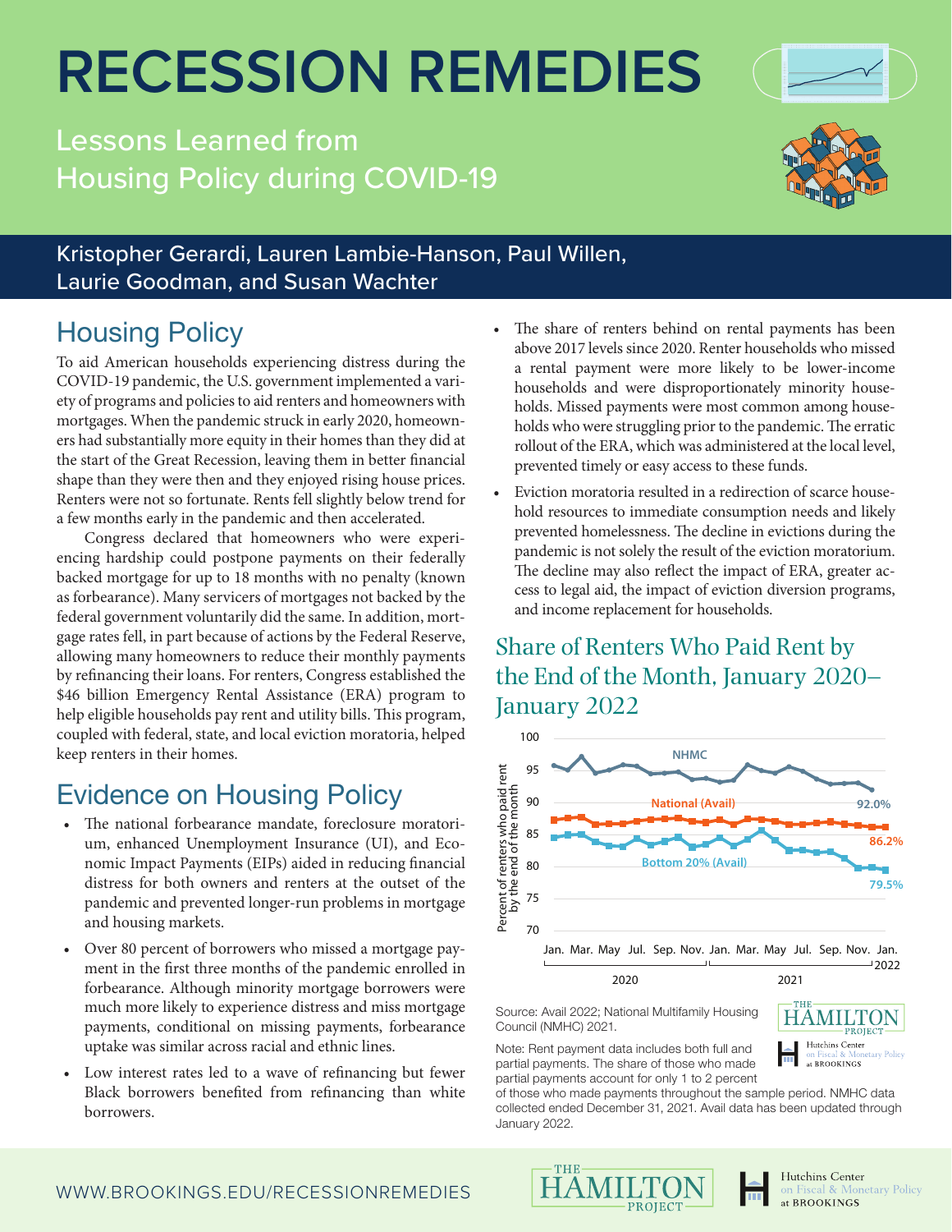# RECESSION REMEDIES

## Lessons Learned from Housing Policy during COVID-19

Kristopher Gerardi, Lauren Lambie-Hanson, Paul Willen, Laurie Goodman, and Susan Wachter

## Housing Policy

To aid American households experiencing distress during the COVID-19 pandemic, the U.S. government implemented a variety of programs and policies to aid renters and homeowners with mortgages. When the pandemic struck in early 2020, homeowners had substantially more equity in their homes than they did at the start of the Great Recession, leaving them in better financial shape than they were then and they enjoyed rising house prices. Renters were not so fortunate. Rents fell slightly below trend for a few months early in the pandemic and then accelerated.

Congress declared that homeowners who were experiencing hardship could postpone payments on their federally backed mortgage for up to 18 months with no penalty (known as forbearance). Many servicers of mortgages not backed by the federal government voluntarily did the same. In addition, mortgage rates fell, in part because of actions by the Federal Reserve, allowing many homeowners to reduce their monthly payments by refinancing their loans. For renters, Congress established the $46 billion Emergency Rental Assistance (ERA) program to help eligible households pay rent and utility bills. This program, coupled with federal, state, and local eviction moratoria, helped keep renters in their homes.

## Evidence on Housing Policy

- The national forbearance mandate, foreclosure moratorium, enhanced Unemployment Insurance (UI), and Economic Impact Payments (EIPs) aided in reducing financial distress for both owners and renters at the outset of the pandemic and prevented longer-run problems in mortgage and housing markets.
- Over 80 percent of borrowers who missed a mortgage payment in the first three months of the pandemic enrolled in forbearance. Although minority mortgage borrowers were much more likely to experience distress and miss mortgage payments, conditional on missing payments, forbearance uptake was similar across racial and ethnic lines.
- Low interest rates led to a wave of refinancing but fewer Black borrowers benefited from refinancing than white borrowers.
- The share of renters behind on rental payments has been above 2017 levels since 2020. Renter households who missed a rental payment were more likely to be lower-income households and were disproportionately minority households. Missed payments were most common among households who were struggling prior to the pandemic. The erratic rollout of the ERA, which was administered at the local level, prevented timely or easy access to these funds.
- Eviction moratoria resulted in a redirection of scarce household resources to immediate consumption needs and likely prevented homelessness. The decline in evictions during the pandemic is not solely the result of the eviction moratorium. The decline may also reflect the impact of ERA, greater access to legal aid, the impact of eviction diversion programs, and income replacement for households.

### Share of Renters Who Paid Rent by the End of the Month, January 2020–January 2022

Source: Avail 2022; National Multifamily Housing Council (NMHC) 2021.

Note: Rent payment data includes both full and partial payments. The share of those who made partial payments account for only 1 to 2 percent of those who made payments throughout the sample period. NMHC data collected ended December 31, 2021. Avail data has been updated through January 2022.

WWW.BROOKINGS.EDU/RECESSIONREMEDIES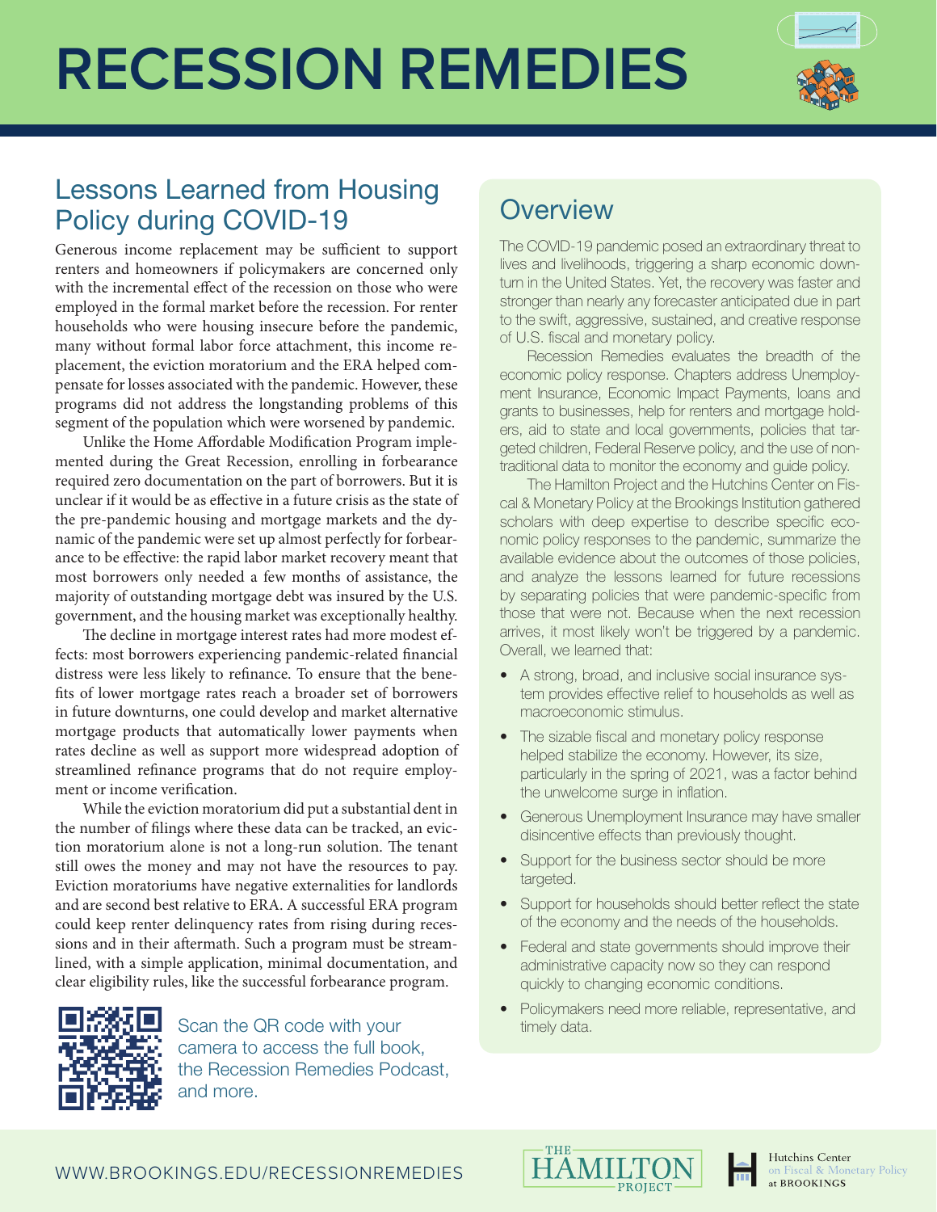# RECESSION REMEDIES

## Lessons Learned from Housing Policy during COVID-19

Generous income replacement may be sufficient to support renters and homeowners if policymakers are concerned only with the incremental effect of the recession on those who were employed in the formal market before the recession. For renter households who were housing insecure before the pandemic, many without formal labor force attachment, this income replacement, the eviction moratorium and the ERA helped compensate for losses associated with the pandemic. However, these programs did not address the longstanding problems of this segment of the population which were worsened by pandemic.

Unlike the Home Affordable Modification Program implemented during the Great Recession, enrolling in forbearance required zero documentation on the part of borrowers. But it is unclear if it would be as effective in a future crisis as the state of the pre-pandemic housing and mortgage markets and the dynamic of the pandemic were set up almost perfectly for forbearance to be effective: the rapid labor market recovery meant that most borrowers only needed a few months of assistance, the majority of outstanding mortgage debt was insured by the U.S. government, and the housing market was exceptionally healthy.

The decline in mortgage interest rates had more modest effects: most borrowers experiencing pandemic-related financial distress were less likely to refinance. To ensure that the benefits of lower mortgage rates reach a broader set of borrowers in future downturns, one could develop and market alternative mortgage products that automatically lower payments when rates decline as well as support more widespread adoption of streamlined refinance programs that do not require employment or income verification.

While the eviction moratorium did put a substantial dent in the number of filings where these data can be tracked, an eviction moratorium alone is not a long-run solution. The tenant still owes the money and may not have the resources to pay. Eviction moratoriums have negative externalities for landlords and are second best relative to ERA. A successful ERA program could keep renter delinquency rates from rising during recessions and in their aftermath. Such a program must be streamlined, with a simple application, minimal documentation, and clear eligibility rules, like the successful forbearance program.

Scan the QR code with your camera to access the full book, the Recession Remedies Podcast, and more.

## Overview

The COVID-19 pandemic posed an extraordinary threat to lives and livelihoods, triggering a sharp economic downturn in the United States. Yet, the recovery was faster and stronger than nearly any forecaster anticipated due in part to the swift, aggressive, sustained, and creative response of U.S. fiscal and monetary policy.

Recession Remedies evaluates the breadth of the economic policy response. Chapters address Unemployment Insurance, Economic Impact Payments, loans and grants to businesses, help for renters and mortgage holders, aid to state and local governments, policies that targeted children, Federal Reserve policy, and the use of nontraditional data to monitor the economy and guide policy.

The Hamilton Project and the Hutchins Center on Fiscal & Monetary Policy at the Brookings Institution gathered scholars with deep expertise to describe specific economic policy responses to the pandemic, summarize the available evidence about the outcomes of those policies, and analyze the lessons learned for future recessions by separating policies that were pandemic-specific from those that were not. Because when the next recession arrives, it most likely won't be triggered by a pandemic. Overall, we learned that:

- A strong, broad, and inclusive social insurance system provides effective relief to households as well as macroeconomic stimulus.
- The sizable fiscal and monetary policy response helped stabilize the economy. However, its size, particularly in the spring of 2021, was a factor behind the unwelcome surge in inflation.
- Generous Unemployment Insurance may have smaller disincentive effects than previously thought.
- Support for the business sector should be more targeted.
- Support for households should better reflect the state of the economy and the needs of the households.
- Federal and state governments should improve their administrative capacity now so they can respond quickly to changing economic conditions.
- Policymakers need more reliable, representative, and timely data.

WWW.BROOKINGS.EDU/RECESSIONREMEDIES

THE HAMILTON PROJECT

Hutchins Center on Fiscal & Monetary Policy at BROOKINGS